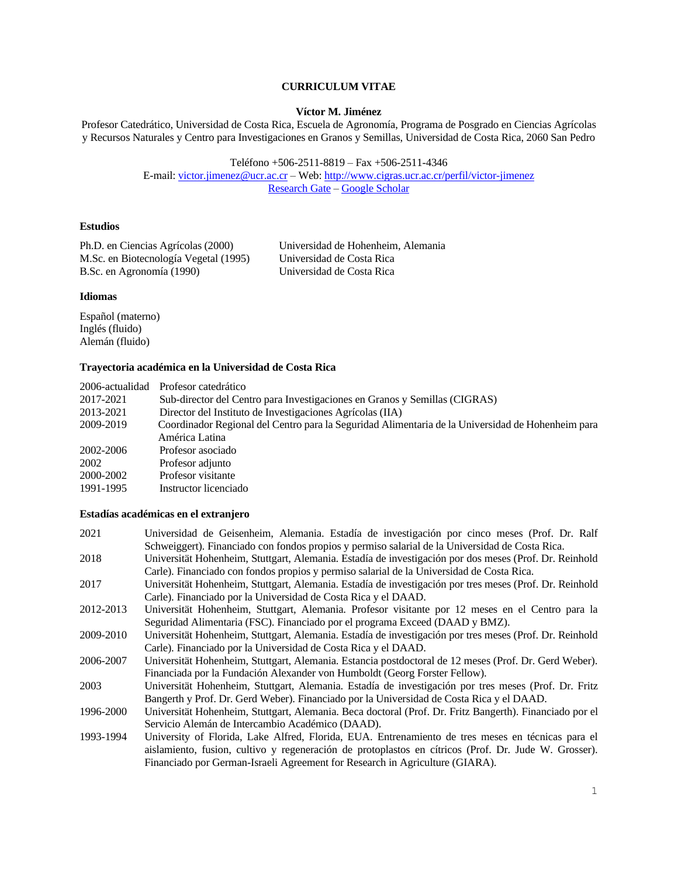**CURRICULUM VITAE**

**Víctor M. Jiménez**

Profesor Catedrático, Universidad de Costa Rica, Escuela de Agronomía, Programa de Posgrado en Ciencias Agrícolas y Recursos Naturales y Centro para Investigaciones en Granos y Semillas, Universidad de Costa Rica, 2060 San Pedro

Teléfono +506-2511-8819 – Fax +506-2511-4346
E-mail: victor.jimenez@ucr.ac.cr – Web: http://www.cigras.ucr.ac.cr/perfil/victor-jimenez
Research Gate – Google Scholar

## Estudios

| | |
|---|---|
| Ph.D. en Ciencias Agrícolas (2000) | Universidad de Hohenheim, Alemania |
| M.Sc. en Biotecnología Vegetal (1995) | Universidad de Costa Rica |
| B.Sc. en Agronomía (1990) | Universidad de Costa Rica |

## Idiomas

Español (materno)
Inglés (fluido)
Alemán (fluido)

## Trayectoria académica en la Universidad de Costa Rica

| | |
|---|---|
| 2006-actualidad | Profesor catedrático |
| 2017-2021 | Sub-director del Centro para Investigaciones en Granos y Semillas (CIGRAS) |
| 2013-2021 | Director del Instituto de Investigaciones Agrícolas (IIA) |
| 2009-2019 | Coordinador Regional del Centro para la Seguridad Alimentaria de la Universidad de Hohenheim para América Latina |
| 2002-2006 | Profesor asociado |
| 2002 | Profesor adjunto |
| 2000-2002 | Profesor visitante |
| 1991-1995 | Instructor licenciado |

## Estadías académicas en el extranjero

| | |
|---|---|
| 2021 | Universidad de Geisenheim, Alemania. Estadía de investigación por cinco meses (Prof. Dr. Ralf Schweiggert). Financiado con fondos propios y permiso salarial de la Universidad de Costa Rica. |
| 2018 | Universität Hohenheim, Stuttgart, Alemania. Estadía de investigación por dos meses (Prof. Dr. Reinhold Carle). Financiado con fondos propios y permiso salarial de la Universidad de Costa Rica. |
| 2017 | Universität Hohenheim, Stuttgart, Alemania. Estadía de investigación por tres meses (Prof. Dr. Reinhold Carle). Financiado por la Universidad de Costa Rica y el DAAD. |
| 2012-2013 | Universität Hohenheim, Stuttgart, Alemania. Profesor visitante por 12 meses en el Centro para la Seguridad Alimentaria (FSC). Financiado por el programa Exceed (DAAD y BMZ). |
| 2009-2010 | Universität Hohenheim, Stuttgart, Alemania. Estadía de investigación por tres meses (Prof. Dr. Reinhold Carle). Financiado por la Universidad de Costa Rica y el DAAD. |
| 2006-2007 | Universität Hohenheim, Stuttgart, Alemania. Estancia postdoctoral de 12 meses (Prof. Dr. Gerd Weber). Financiada por la Fundación Alexander von Humboldt (Georg Forster Fellow). |
| 2003 | Universität Hohenheim, Stuttgart, Alemania. Estadía de investigación por tres meses (Prof. Dr. Fritz Bangerth y Prof. Dr. Gerd Weber). Financiado por la Universidad de Costa Rica y el DAAD. |
| 1996-2000 | Universität Hohenheim, Stuttgart, Alemania. Beca doctoral (Prof. Dr. Fritz Bangerth). Financiado por el Servicio Alemán de Intercambio Académico (DAAD). |
| 1993-1994 | University of Florida, Lake Alfred, Florida, EUA. Entrenamiento de tres meses en técnicas para el aislamiento, fusion, cultivo y regeneración de protoplastos en cítricos (Prof. Dr. Jude W. Grosser). Financiado por German-Israeli Agreement for Research in Agriculture (GIARA). |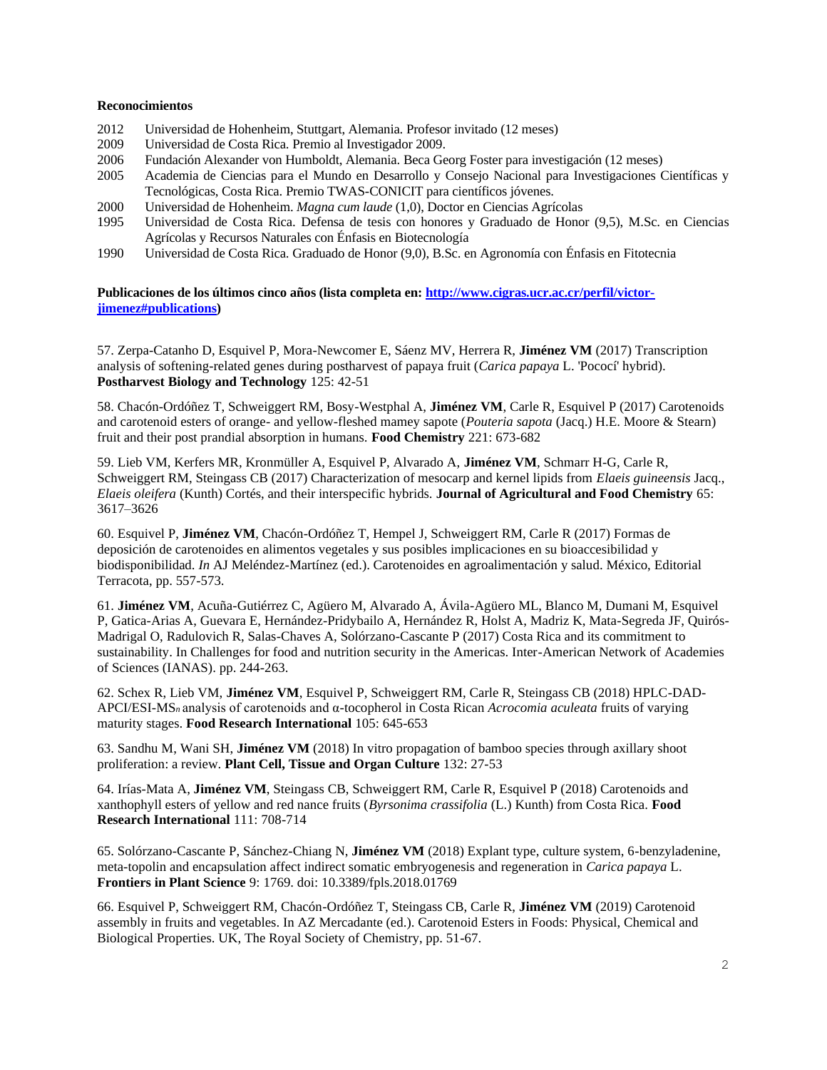**Reconocimientos**

2012 Universidad de Hohenheim, Stuttgart, Alemania. Profesor invitado (12 meses)
2009 Universidad de Costa Rica. Premio al Investigador 2009.
2006 Fundación Alexander von Humboldt, Alemania. Beca Georg Foster para investigación (12 meses)
2005 Academia de Ciencias para el Mundo en Desarrollo y Consejo Nacional para Investigaciones Científicas y Tecnológicas, Costa Rica. Premio TWAS-CONICIT para científicos jóvenes.
2000 Universidad de Hohenheim. *Magna cum laude* (1,0), Doctor en Ciencias Agrícolas
1995 Universidad de Costa Rica. Defensa de tesis con honores y Graduado de Honor (9,5), M.Sc. en Ciencias Agrícolas y Recursos Naturales con Énfasis en Biotecnología
1990 Universidad de Costa Rica. Graduado de Honor (9,0), B.Sc. en Agronomía con Énfasis en Fitotecnia

**Publicaciones de los últimos cinco años (lista completa en: [http://www.cigras.ucr.ac.cr/perfil/victor-jimenez#publications](http://www.cigras.ucr.ac.cr/perfil/victor-jimenez#publications))**

57. Zerpa-Catanho D, Esquivel P, Mora-Newcomer E, Sáenz MV, Herrera R, **Jiménez VM** (2017) Transcription analysis of softening-related genes during postharvest of papaya fruit (*Carica papaya* L. 'Pococí' hybrid). **Postharvest Biology and Technology** 125: 42-51

58. Chacón-Ordóñez T, Schweiggert RM, Bosy-Westphal A, **Jiménez VM**, Carle R, Esquivel P (2017) Carotenoids and carotenoid esters of orange- and yellow-fleshed mamey sapote (*Pouteria sapota* (Jacq.) H.E. Moore & Stearn) fruit and their post prandial absorption in humans. **Food Chemistry** 221: 673-682

59. Lieb VM, Kerfers MR, Kronmüller A, Esquivel P, Alvarado A, **Jiménez VM**, Schmarr H-G, Carle R, Schweiggert RM, Steingass CB (2017) Characterization of mesocarp and kernel lipids from *Elaeis guineensis* Jacq., *Elaeis oleifera* (Kunth) Cortés, and their interspecific hybrids. **Journal of Agricultural and Food Chemistry** 65: 3617–3626

60. Esquivel P, **Jiménez VM**, Chacón-Ordóñez T, Hempel J, Schweiggert RM, Carle R (2017) Formas de deposición de carotenoides en alimentos vegetales y sus posibles implicaciones en su bioaccesibilidad y biodisponibilidad. *In* AJ Meléndez-Martínez (ed.). Carotenoides en agroalimentación y salud. México, Editorial Terracota, pp. 557-573.

61. **Jiménez VM**, Acuña-Gutiérrez C, Agüero M, Alvarado A, Ávila-Agüero ML, Blanco M, Dumani M, Esquivel P, Gatica-Arias A, Guevara E, Hernández-Pridybailo A, Hernández R, Holst A, Madriz K, Mata-Segreda JF, Quirós-Madrigal O, Radulovich R, Salas-Chaves A, Solórzano-Cascante P (2017) Costa Rica and its commitment to sustainability. In Challenges for food and nutrition security in the Americas. Inter-American Network of Academies of Sciences (IANAS). pp. 244-263.

62. Schex R, Lieb VM, **Jiménez VM**, Esquivel P, Schweiggert RM, Carle R, Steingass CB (2018) HPLC-DAD-APCI/ESI-MS$_n$ analysis of carotenoids and α-tocopherol in Costa Rican *Acrocomia aculeata* fruits of varying maturity stages. **Food Research International** 105: 645-653

63. Sandhu M, Wani SH, **Jiménez VM** (2018) In vitro propagation of bamboo species through axillary shoot proliferation: a review. **Plant Cell, Tissue and Organ Culture** 132: 27-53

64. Irías-Mata A, **Jiménez VM**, Steingass CB, Schweiggert RM, Carle R, Esquivel P (2018) Carotenoids and xanthophyll esters of yellow and red nance fruits (*Byrsonima crassifolia* (L.) Kunth) from Costa Rica. **Food Research International** 111: 708-714

65. Solórzano-Cascante P, Sánchez-Chiang N, **Jiménez VM** (2018) Explant type, culture system, 6-benzyladenine, meta-topolin and encapsulation affect indirect somatic embryogenesis and regeneration in *Carica papaya* L. **Frontiers in Plant Science** 9: 1769. doi: 10.3389/fpls.2018.01769

66. Esquivel P, Schweiggert RM, Chacón-Ordóñez T, Steingass CB, Carle R, **Jiménez VM** (2019) Carotenoid assembly in fruits and vegetables. In AZ Mercadante (ed.). Carotenoid Esters in Foods: Physical, Chemical and Biological Properties. UK, The Royal Society of Chemistry, pp. 51-67.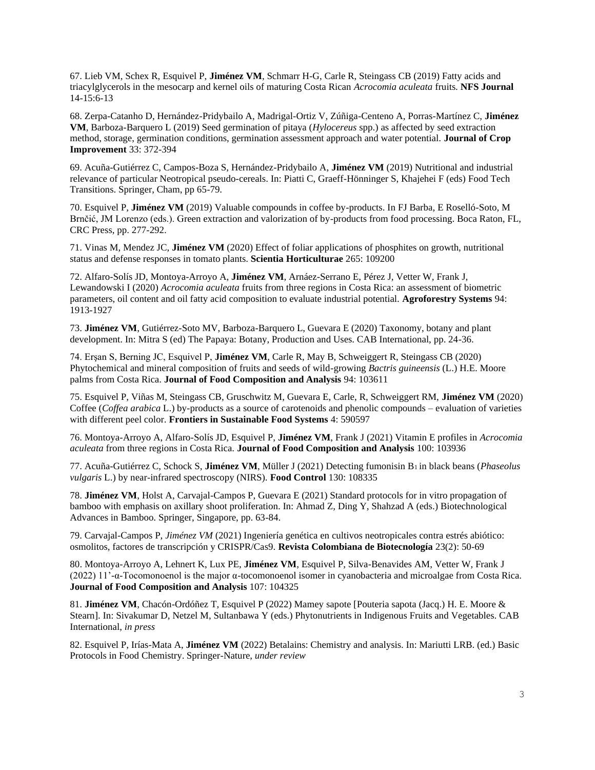67. Lieb VM, Schex R, Esquivel P, **Jiménez VM**, Schmarr H-G, Carle R, Steingass CB (2019) Fatty acids and triacylglycerols in the mesocarp and kernel oils of maturing Costa Rican *Acrocomia aculeata* fruits. **NFS Journal** 14-15:6-13

68. Zerpa-Catanho D, Hernández-Pridybailo A, Madrigal-Ortiz V, Zúñiga-Centeno A, Porras-Martínez C, **Jiménez VM**, Barboza-Barquero L (2019) Seed germination of pitaya (*Hylocereus* spp.) as affected by seed extraction method, storage, germination conditions, germination assessment approach and water potential. **Journal of Crop Improvement** 33: 372-394

69. Acuña-Gutiérrez C, Campos-Boza S, Hernández-Pridybailo A, **Jiménez VM** (2019) Nutritional and industrial relevance of particular Neotropical pseudo-cereals. In: Piatti C, Graeff-Hönninger S, Khajehei F (eds) Food Tech Transitions. Springer, Cham, pp 65-79.

70. Esquivel P, **Jiménez VM** (2019) Valuable compounds in coffee by-products. In FJ Barba, E Roselló-Soto, M Brnčić, JM Lorenzo (eds.). Green extraction and valorization of by-products from food processing. Boca Raton, FL, CRC Press, pp. 277-292.

71. Vinas M, Mendez JC, **Jiménez VM** (2020) Effect of foliar applications of phosphites on growth, nutritional status and defense responses in tomato plants. **Scientia Horticulturae** 265: 109200

72. Alfaro-Solís JD, Montoya-Arroyo A, **Jiménez VM**, Arnáez-Serrano E, Pérez J, Vetter W, Frank J, Lewandowski I (2020) *Acrocomia aculeata* fruits from three regions in Costa Rica: an assessment of biometric parameters, oil content and oil fatty acid composition to evaluate industrial potential. **Agroforestry Systems** 94: 1913-1927

73. **Jiménez VM**, Gutiérrez-Soto MV, Barboza-Barquero L, Guevara E (2020) Taxonomy, botany and plant development. In: Mitra S (ed) The Papaya: Botany, Production and Uses. CAB International, pp. 24-36.

74. Erşan S, Berning JC, Esquivel P, **Jiménez VM**, Carle R, May B, Schweiggert R, Steingass CB (2020) Phytochemical and mineral composition of fruits and seeds of wild-growing *Bactris guineensis* (L.) H.E. Moore palms from Costa Rica. **Journal of Food Composition and Analysis** 94: 103611

75. Esquivel P, Viñas M, Steingass CB, Gruschwitz M, Guevara E, Carle, R, Schweiggert RM, **Jiménez VM** (2020) Coffee (*Coffea arabica* L.) by-products as a source of carotenoids and phenolic compounds – evaluation of varieties with different peel color. **Frontiers in Sustainable Food Systems** 4: 590597

76. Montoya-Arroyo A, Alfaro-Solís JD, Esquivel P, **Jiménez VM**, Frank J (2021) Vitamin E profiles in *Acrocomia aculeata* from three regions in Costa Rica. **Journal of Food Composition and Analysis** 100: 103936

77. Acuña-Gutiérrez C, Schock S, **Jiménez VM**, Müller J (2021) Detecting fumonisin $B_1$ in black beans (*Phaseolus vulgaris* L.) by near-infrared spectroscopy (NIRS). **Food Control** 130: 108335

78. **Jiménez VM**, Holst A, Carvajal-Campos P, Guevara E (2021) Standard protocols for in vitro propagation of bamboo with emphasis on axillary shoot proliferation. In: Ahmad Z, Ding Y, Shahzad A (eds.) Biotechnological Advances in Bamboo. Springer, Singapore, pp. 63-84.

79. Carvajal-Campos P, *Jiménez VM* (2021) Ingeniería genética en cultivos neotropicales contra estrés abiótico: osmolitos, factores de transcripción y CRISPR/Cas9. **Revista Colombiana de Biotecnología** 23(2): 50-69

80. Montoya-Arroyo A, Lehnert K, Lux PE, **Jiménez VM**, Esquivel P, Silva-Benavides AM, Vetter W, Frank J (2022) 11'-α-Tocomonoenol is the major α-tocomonoenol isomer in cyanobacteria and microalgae from Costa Rica. **Journal of Food Composition and Analysis** 107: 104325

81. **Jiménez VM**, Chacón-Ordóñez T, Esquivel P (2022) Mamey sapote [Pouteria sapota (Jacq.) H. E. Moore & Stearn]. In: Sivakumar D, Netzel M, Sultanbawa Y (eds.) Phytonutrients in Indigenous Fruits and Vegetables. CAB International, *in press*

82. Esquivel P, Irías-Mata A, **Jiménez VM** (2022) Betalains: Chemistry and analysis. In: Mariutti LRB. (ed.) Basic Protocols in Food Chemistry. Springer-Nature, *under review*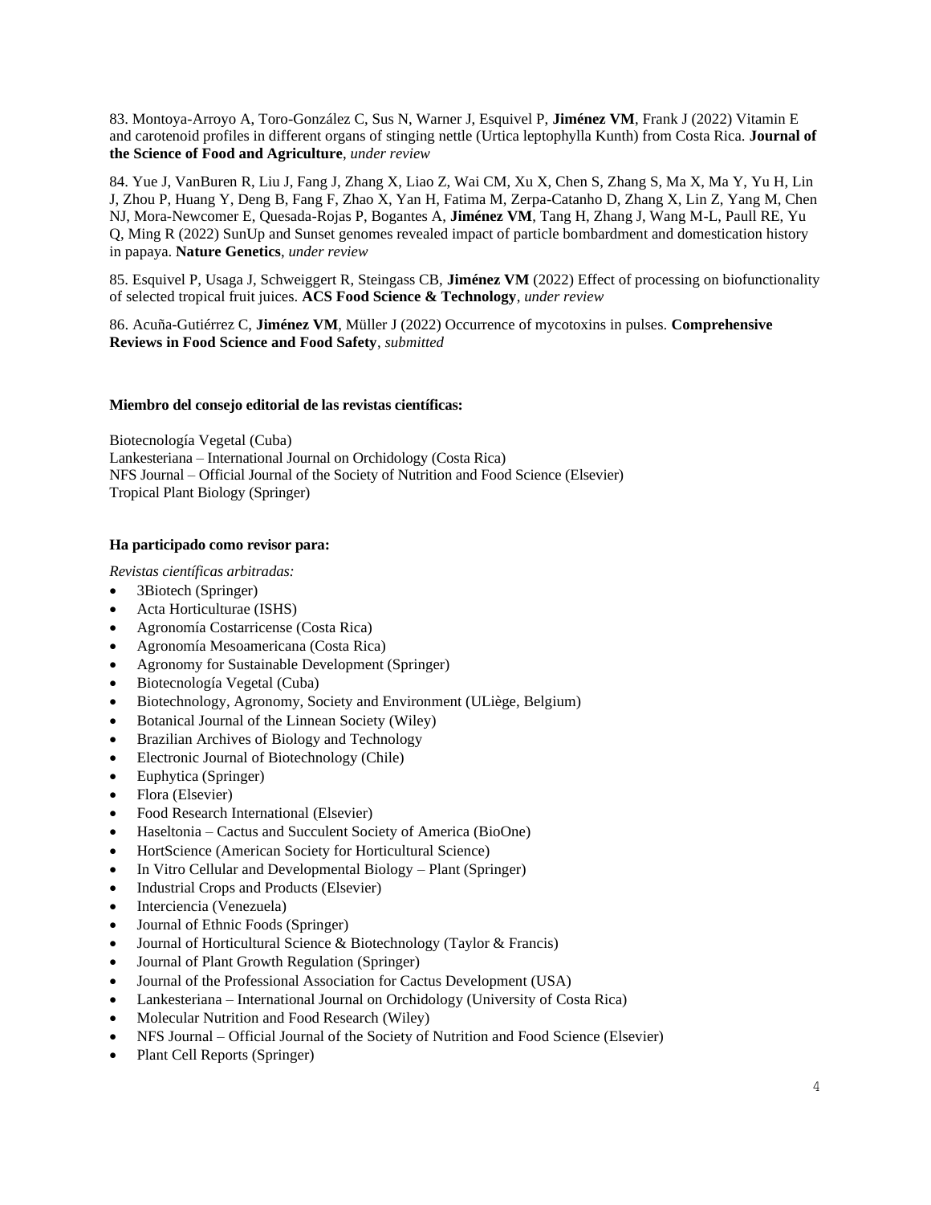83. Montoya-Arroyo A, Toro-González C, Sus N, Warner J, Esquivel P, **Jiménez VM**, Frank J (2022) Vitamin E and carotenoid profiles in different organs of stinging nettle (Urtica leptophylla Kunth) from Costa Rica. **Journal of the Science of Food and Agriculture**, *under review*

84. Yue J, VanBuren R, Liu J, Fang J, Zhang X, Liao Z, Wai CM, Xu X, Chen S, Zhang S, Ma X, Ma Y, Yu H, Lin J, Zhou P, Huang Y, Deng B, Fang F, Zhao X, Yan H, Fatima M, Zerpa-Catanho D, Zhang X, Lin Z, Yang M, Chen NJ, Mora-Newcomer E, Quesada-Rojas P, Bogantes A, **Jiménez VM**, Tang H, Zhang J, Wang M-L, Paull RE, Yu Q, Ming R (2022) SunUp and Sunset genomes revealed impact of particle bombardment and domestication history in papaya. **Nature Genetics**, *under review*

85. Esquivel P, Usaga J, Schweiggert R, Steingass CB, **Jiménez VM** (2022) Effect of processing on biofunctionality of selected tropical fruit juices. **ACS Food Science & Technology**, *under review*

86. Acuña-Gutiérrez C, **Jiménez VM**, Müller J (2022) Occurrence of mycotoxins in pulses. **Comprehensive Reviews in Food Science and Food Safety**, *submitted*

**Miembro del consejo editorial de las revistas científicas:**

Biotecnología Vegetal (Cuba)
Lankesteriana – International Journal on Orchidology (Costa Rica)
NFS Journal – Official Journal of the Society of Nutrition and Food Science (Elsevier)
Tropical Plant Biology (Springer)

**Ha participado como revisor para:**

*Revistas científicas arbitradas:*

- 3Biotech (Springer)
- Acta Horticulturae (ISHS)
- Agronomía Costarricense (Costa Rica)
- Agronomía Mesoamericana (Costa Rica)
- Agronomy for Sustainable Development (Springer)
- Biotecnología Vegetal (Cuba)
- Biotechnology, Agronomy, Society and Environment (ULiège, Belgium)
- Botanical Journal of the Linnean Society (Wiley)
- Brazilian Archives of Biology and Technology
- Electronic Journal of Biotechnology (Chile)
- Euphytica (Springer)
- Flora (Elsevier)
- Food Research International (Elsevier)
- Haseltonia – Cactus and Succulent Society of America (BioOne)
- HortScience (American Society for Horticultural Science)
- In Vitro Cellular and Developmental Biology – Plant (Springer)
- Industrial Crops and Products (Elsevier)
- Interciencia (Venezuela)
- Journal of Ethnic Foods (Springer)
- Journal of Horticultural Science & Biotechnology (Taylor & Francis)
- Journal of Plant Growth Regulation (Springer)
- Journal of the Professional Association for Cactus Development (USA)
- Lankesteriana – International Journal on Orchidology (University of Costa Rica)
- Molecular Nutrition and Food Research (Wiley)
- NFS Journal – Official Journal of the Society of Nutrition and Food Science (Elsevier)
- Plant Cell Reports (Springer)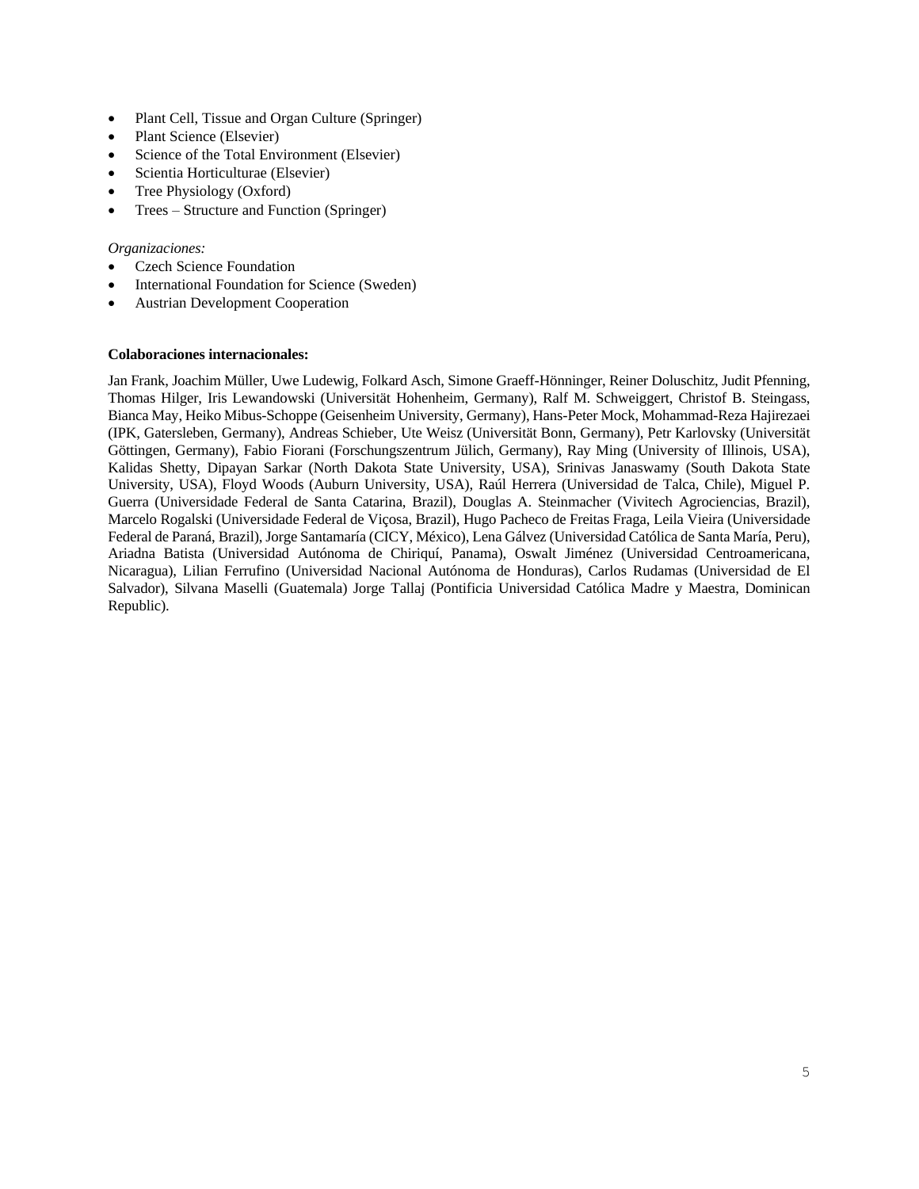- Plant Cell, Tissue and Organ Culture (Springer)
- Plant Science (Elsevier)
- Science of the Total Environment (Elsevier)
- Scientia Horticulturae (Elsevier)
- Tree Physiology (Oxford)
- Trees – Structure and Function (Springer)

*Organizaciones:*

- Czech Science Foundation
- International Foundation for Science (Sweden)
- Austrian Development Cooperation

**Colaboraciones internacionales:**

Jan Frank, Joachim Müller, Uwe Ludewig, Folkard Asch, Simone Graeff-Hönninger, Reiner Doluschitz, Judit Pfenning, Thomas Hilger, Iris Lewandowski (Universität Hohenheim, Germany), Ralf M. Schweiggert, Christof B. Steingass, Bianca May, Heiko Mibus-Schoppe (Geisenheim University, Germany), Hans-Peter Mock, Mohammad-Reza Hajirezaei (IPK, Gatersleben, Germany), Andreas Schieber, Ute Weisz (Universität Bonn, Germany), Petr Karlovsky (Universität Göttingen, Germany), Fabio Fiorani (Forschungszentrum Jülich, Germany), Ray Ming (University of Illinois, USA), Kalidas Shetty, Dipayan Sarkar (North Dakota State University, USA), Srinivas Janaswamy (South Dakota State University, USA), Floyd Woods (Auburn University, USA), Raúl Herrera (Universidad de Talca, Chile), Miguel P. Guerra (Universidade Federal de Santa Catarina, Brazil), Douglas A. Steinmacher (Vivitech Agrociencias, Brazil), Marcelo Rogalski (Universidade Federal de Viçosa, Brazil), Hugo Pacheco de Freitas Fraga, Leila Vieira (Universidade Federal de Paraná, Brazil), Jorge Santamaría (CICY, México), Lena Gálvez (Universidad Católica de Santa María, Peru), Ariadna Batista (Universidad Autónoma de Chiriquí, Panama), Oswalt Jiménez (Universidad Centroamericana, Nicaragua), Lilian Ferrufino (Universidad Nacional Autónoma de Honduras), Carlos Rudamas (Universidad de El Salvador), Silvana Maselli (Guatemala) Jorge Tallaj (Pontificia Universidad Católica Madre y Maestra, Dominican Republic).